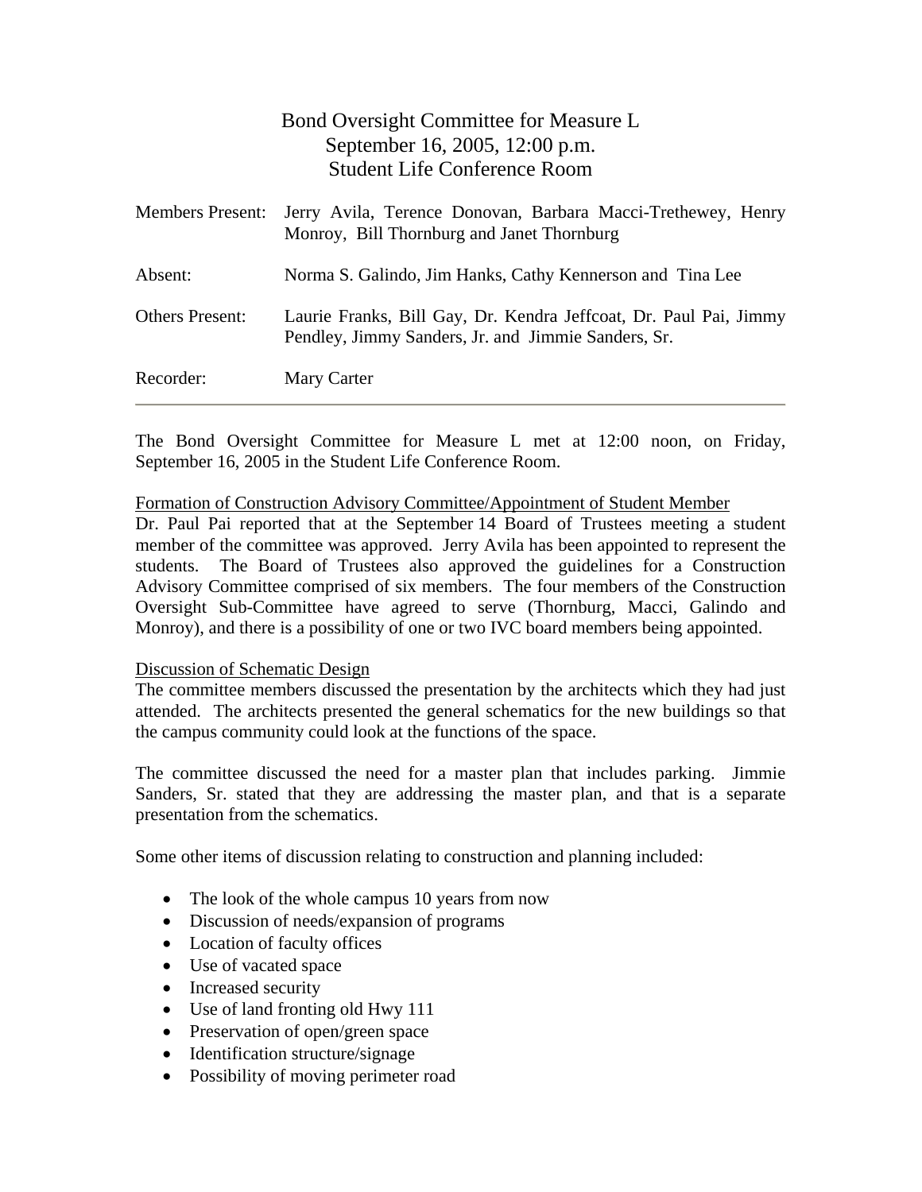# Bond Oversight Committee for Measure L
## September 16, 2005, 12:00 p.m.
## Student Life Conference Room

| | |
|---|---|
| Members Present: | Jerry Avila, Terence Donovan, Barbara Macci-Trethewey, Henry Monroy, Bill Thornburg and Janet Thornburg |
| Absent: | Norma S. Galindo, Jim Hanks, Cathy Kennerson and Tina Lee |
| Others Present: | Laurie Franks, Bill Gay, Dr. Kendra Jeffcoat, Dr. Paul Pai, Jimmy Pendley, Jimmy Sanders, Jr. and Jimmie Sanders, Sr. |
| Recorder: | Mary Carter |

---

The Bond Oversight Committee for Measure L met at 12:00 noon, on Friday, September 16, 2005 in the Student Life Conference Room.

<u>Formation of Construction Advisory Committee/Appointment of Student Member</u>

Dr. Paul Pai reported that at the September 14 Board of Trustees meeting a student member of the committee was approved. Jerry Avila has been appointed to represent the students. The Board of Trustees also approved the guidelines for a Construction Advisory Committee comprised of six members. The four members of the Construction Oversight Sub-Committee have agreed to serve (Thornburg, Macci, Galindo and Monroy), and there is a possibility of one or two IVC board members being appointed.

<u>Discussion of Schematic Design</u>

The committee members discussed the presentation by the architects which they had just attended. The architects presented the general schematics for the new buildings so that the campus community could look at the functions of the space.

The committee discussed the need for a master plan that includes parking. Jimmie Sanders, Sr. stated that they are addressing the master plan, and that is a separate presentation from the schematics.

Some other items of discussion relating to construction and planning included:

- The look of the whole campus 10 years from now
- Discussion of needs/expansion of programs
- Location of faculty offices
- Use of vacated space
- Increased security
- Use of land fronting old Hwy 111
- Preservation of open/green space
- Identification structure/signage
- Possibility of moving perimeter road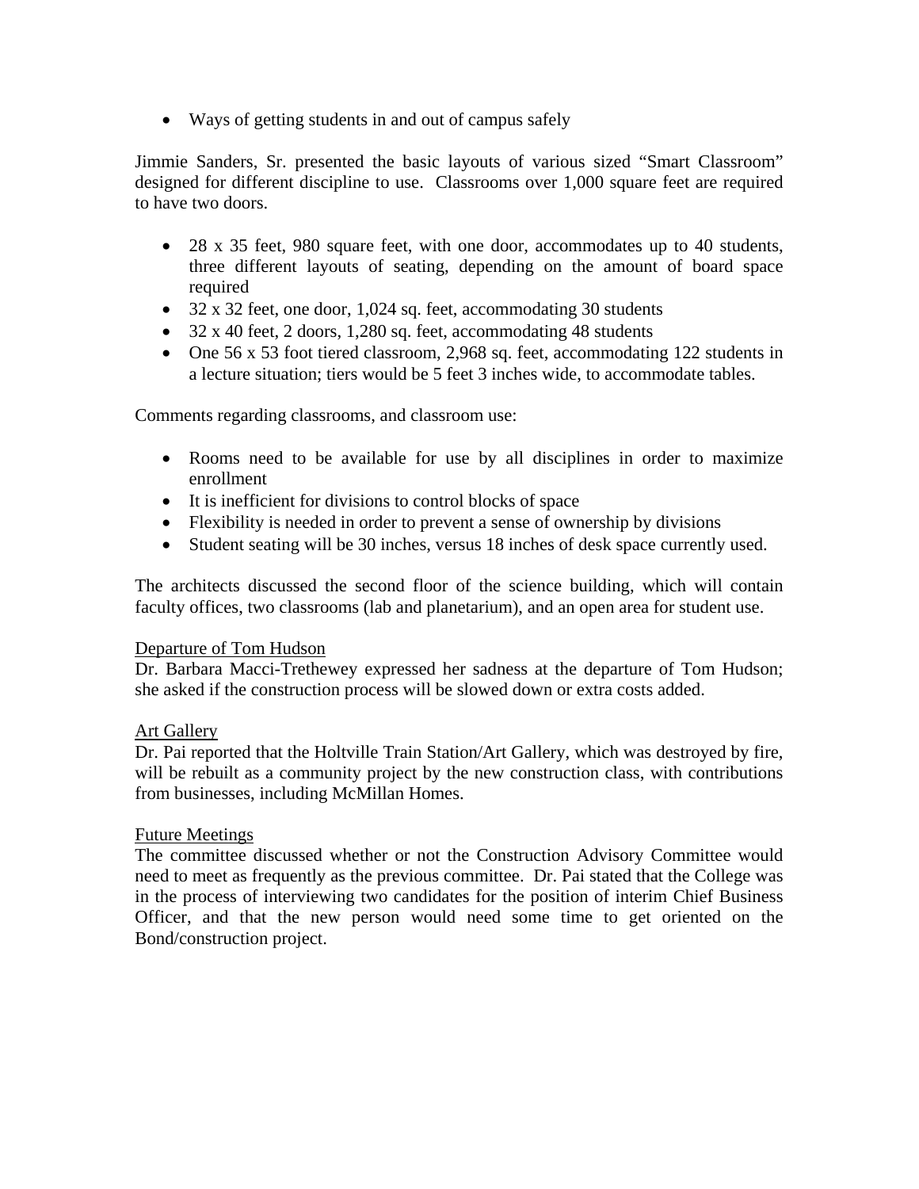- Ways of getting students in and out of campus safely

Jimmie Sanders, Sr. presented the basic layouts of various sized "Smart Classroom" designed for different discipline to use. Classrooms over 1,000 square feet are required to have two doors.

- 28 x 35 feet, 980 square feet, with one door, accommodates up to 40 students, three different layouts of seating, depending on the amount of board space required
- 32 x 32 feet, one door, 1,024 sq. feet, accommodating 30 students
- 32 x 40 feet, 2 doors, 1,280 sq. feet, accommodating 48 students
- One 56 x 53 foot tiered classroom, 2,968 sq. feet, accommodating 122 students in a lecture situation; tiers would be 5 feet 3 inches wide, to accommodate tables.

Comments regarding classrooms, and classroom use:

- Rooms need to be available for use by all disciplines in order to maximize enrollment
- It is inefficient for divisions to control blocks of space
- Flexibility is needed in order to prevent a sense of ownership by divisions
- Student seating will be 30 inches, versus 18 inches of desk space currently used.

The architects discussed the second floor of the science building, which will contain faculty offices, two classrooms (lab and planetarium), and an open area for student use.

<u>Departure of Tom Hudson</u>
Dr. Barbara Macci-Trethewey expressed her sadness at the departure of Tom Hudson; she asked if the construction process will be slowed down or extra costs added.

<u>Art Gallery</u>
Dr. Pai reported that the Holtville Train Station/Art Gallery, which was destroyed by fire, will be rebuilt as a community project by the new construction class, with contributions from businesses, including McMillan Homes.

<u>Future Meetings</u>
The committee discussed whether or not the Construction Advisory Committee would need to meet as frequently as the previous committee. Dr. Pai stated that the College was in the process of interviewing two candidates for the position of interim Chief Business Officer, and that the new person would need some time to get oriented on the Bond/construction project.